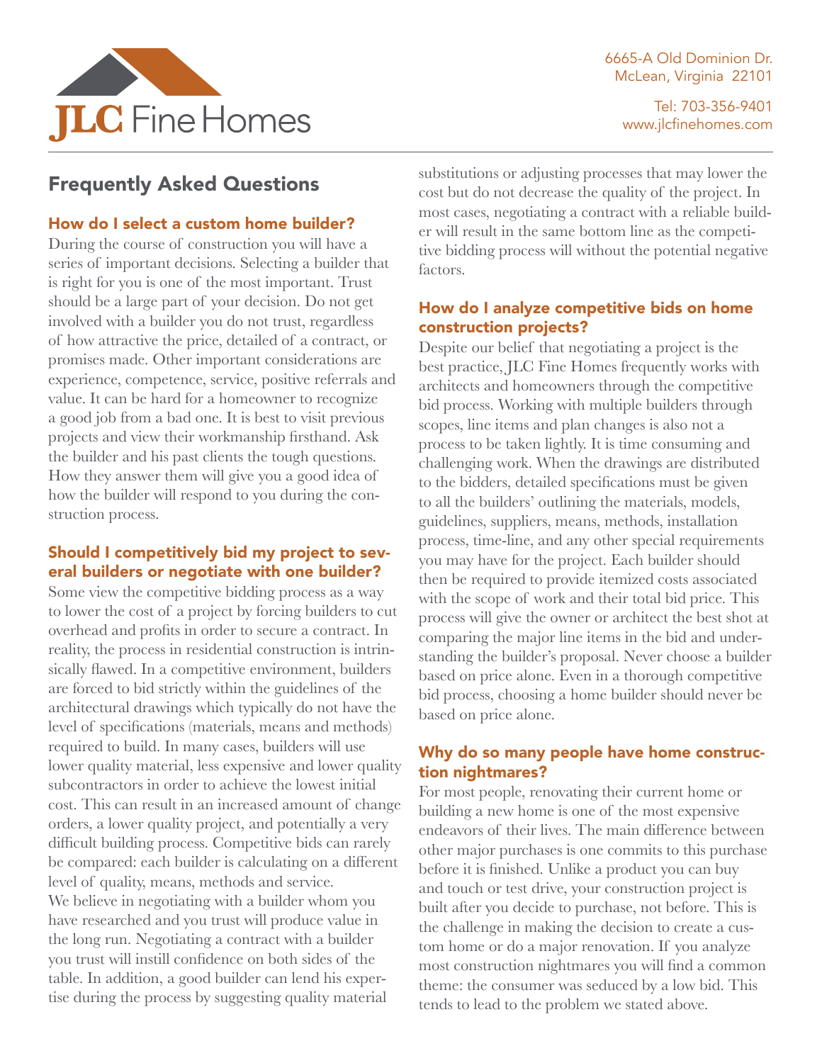JLC Fine Homes

6665-A Old Dominion Dr.
McLean, Virginia 22101

Tel: 703-356-9401
www.jlcfinehomes.com

## Frequently Asked Questions

### How do I select a custom home builder?

During the course of construction you will have a series of important decisions. Selecting a builder that is right for you is one of the most important. Trust should be a large part of your decision. Do not get involved with a builder you do not trust, regardless of how attractive the price, detailed of a contract, or promises made. Other important considerations are experience, competence, service, positive referrals and value. It can be hard for a homeowner to recognize a good job from a bad one. It is best to visit previous projects and view their workmanship firsthand. Ask the builder and his past clients the tough questions. How they answer them will give you a good idea of how the builder will respond to you during the construction process.

### Should I competitively bid my project to several builders or negotiate with one builder?

Some view the competitive bidding process as a way to lower the cost of a project by forcing builders to cut overhead and profits in order to secure a contract. In reality, the process in residential construction is intrinsically flawed. In a competitive environment, builders are forced to bid strictly within the guidelines of the architectural drawings which typically do not have the level of specifications (materials, means and methods) required to build. In many cases, builders will use lower quality material, less expensive and lower quality subcontractors in order to achieve the lowest initial cost. This can result in an increased amount of change orders, a lower quality project, and potentially a very difficult building process. Competitive bids can rarely be compared: each builder is calculating on a different level of quality, means, methods and service.
We believe in negotiating with a builder whom you have researched and you trust will produce value in the long run. Negotiating a contract with a builder you trust will instill confidence on both sides of the table. In addition, a good builder can lend his expertise during the process by suggesting quality material substitutions or adjusting processes that may lower the cost but do not decrease the quality of the project. In most cases, negotiating a contract with a reliable builder will result in the same bottom line as the competitive bidding process will without the potential negative factors.

### How do I analyze competitive bids on home construction projects?

Despite our belief that negotiating a project is the best practice, JLC Fine Homes frequently works with architects and homeowners through the competitive bid process. Working with multiple builders through scopes, line items and plan changes is also not a process to be taken lightly. It is time consuming and challenging work. When the drawings are distributed to the bidders, detailed specifications must be given to all the builders' outlining the materials, models, guidelines, suppliers, means, methods, installation process, time-line, and any other special requirements you may have for the project. Each builder should then be required to provide itemized costs associated with the scope of work and their total bid price. This process will give the owner or architect the best shot at comparing the major line items in the bid and understanding the builder's proposal. Never choose a builder based on price alone. Even in a thorough competitive bid process, choosing a home builder should never be based on price alone.

### Why do so many people have home construction nightmares?

For most people, renovating their current home or building a new home is one of the most expensive endeavors of their lives. The main difference between other major purchases is one commits to this purchase before it is finished. Unlike a product you can buy and touch or test drive, your construction project is built after you decide to purchase, not before. This is the challenge in making the decision to create a custom home or do a major renovation. If you analyze most construction nightmares you will find a common theme: the consumer was seduced by a low bid. This tends to lead to the problem we stated above.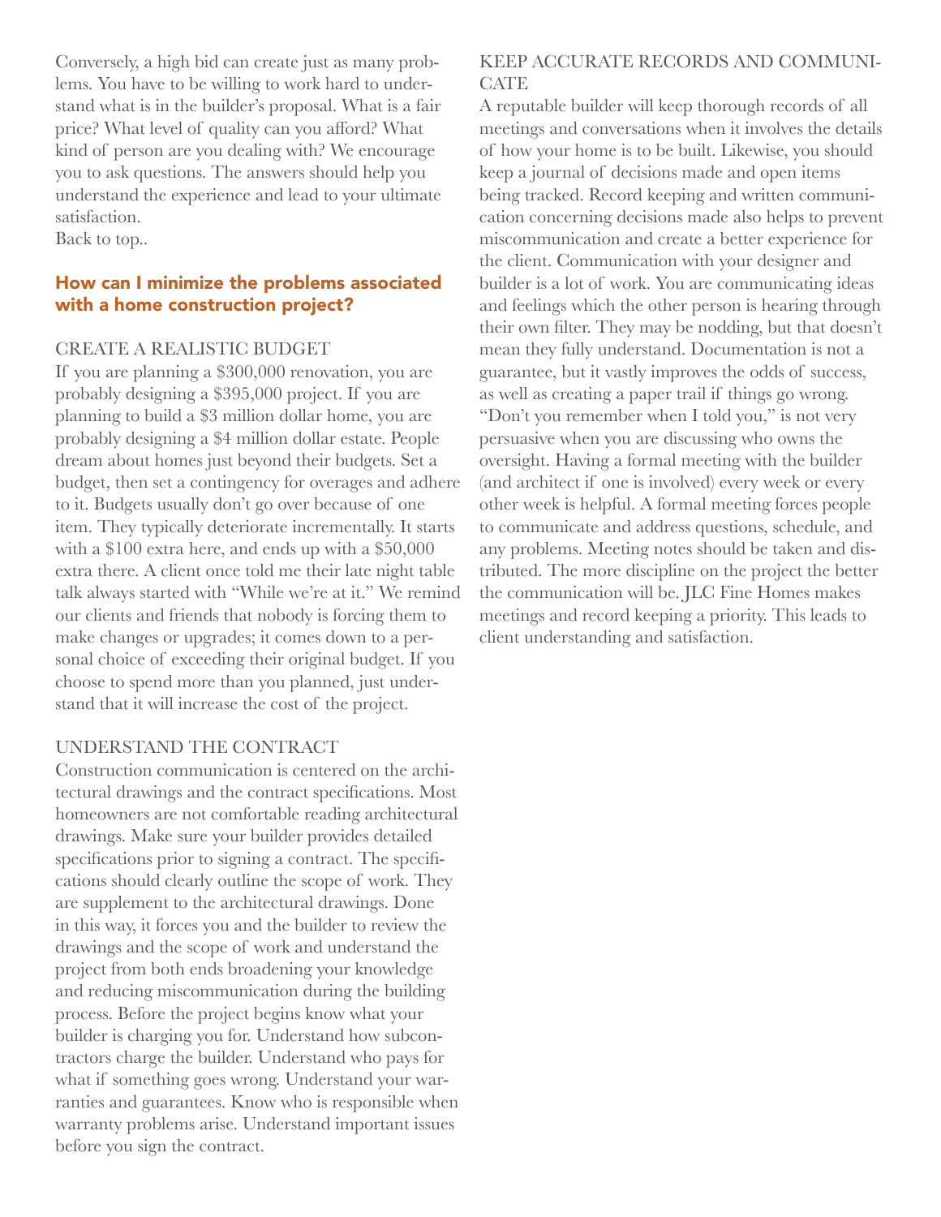Conversely, a high bid can create just as many problems. You have to be willing to work hard to understand what is in the builder's proposal. What is a fair price? What level of quality can you afford? What kind of person are you dealing with? We encourage you to ask questions. The answers should help you understand the experience and lead to your ultimate satisfaction.
Back to top..

## How can I minimize the problems associated with a home construction project?

### CREATE A REALISTIC BUDGET

If you are planning a $300,000 renovation, you are probably designing a $395,000 project. If you are planning to build a $3 million dollar home, you are probably designing a $4 million dollar estate. People dream about homes just beyond their budgets. Set a budget, then set a contingency for overages and adhere to it. Budgets usually don't go over because of one item. They typically deteriorate incrementally. It starts with a $100 extra here, and ends up with a $50,000 extra there. A client once told me their late night table talk always started with "While we're at it." We remind our clients and friends that nobody is forcing them to make changes or upgrades; it comes down to a personal choice of exceeding their original budget. If you choose to spend more than you planned, just understand that it will increase the cost of the project.

### UNDERSTAND THE CONTRACT

Construction communication is centered on the architectural drawings and the contract specifications. Most homeowners are not comfortable reading architectural drawings. Make sure your builder provides detailed specifications prior to signing a contract. The specifications should clearly outline the scope of work. They are supplement to the architectural drawings. Done in this way, it forces you and the builder to review the drawings and the scope of work and understand the project from both ends broadening your knowledge and reducing miscommunication during the building process. Before the project begins know what your builder is charging you for. Understand how subcontractors charge the builder. Understand who pays for what if something goes wrong. Understand your warranties and guarantees. Know who is responsible when warranty problems arise. Understand important issues before you sign the contract.

### KEEP ACCURATE RECORDS AND COMMUNICATE

A reputable builder will keep thorough records of all meetings and conversations when it involves the details of how your home is to be built. Likewise, you should keep a journal of decisions made and open items being tracked. Record keeping and written communication concerning decisions made also helps to prevent miscommunication and create a better experience for the client. Communication with your designer and builder is a lot of work. You are communicating ideas and feelings which the other person is hearing through their own filter. They may be nodding, but that doesn't mean they fully understand. Documentation is not a guarantee, but it vastly improves the odds of success, as well as creating a paper trail if things go wrong. "Don't you remember when I told you," is not very persuasive when you are discussing who owns the oversight. Having a formal meeting with the builder (and architect if one is involved) every week or every other week is helpful. A formal meeting forces people to communicate and address questions, schedule, and any problems. Meeting notes should be taken and distributed. The more discipline on the project the better the communication will be. JLC Fine Homes makes meetings and record keeping a priority. This leads to client understanding and satisfaction.